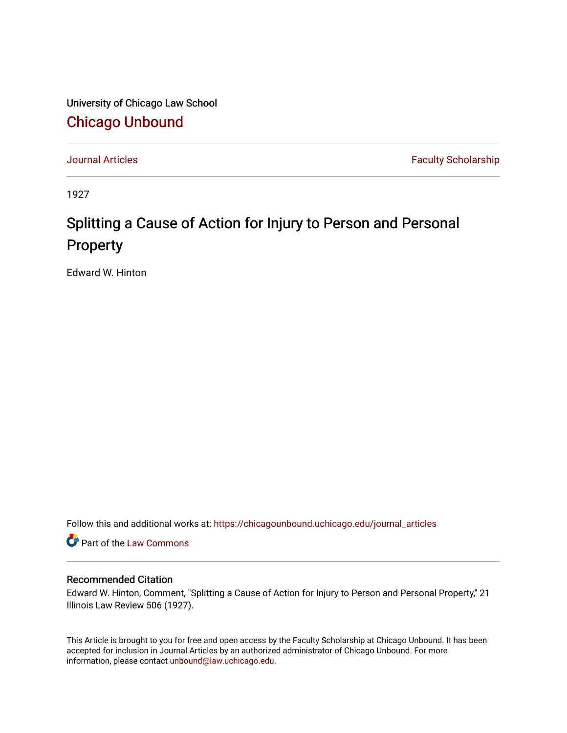University of Chicago Law School

## Chicago Unbound

Journal Articles | Faculty Scholarship

1927

# Splitting a Cause of Action for Injury to Person and Personal Property

Edward W. Hinton

Follow this and additional works at: https://chicagounbound.uchicago.edu/journal_articles

Part of the Law Commons

### Recommended Citation

Edward W. Hinton, Comment, "Splitting a Cause of Action for Injury to Person and Personal Property," 21 Illinois Law Review 506 (1927).

This Article is brought to you for free and open access by the Faculty Scholarship at Chicago Unbound. It has been accepted for inclusion in Journal Articles by an authorized administrator of Chicago Unbound. For more information, please contact unbound@law.uchicago.edu.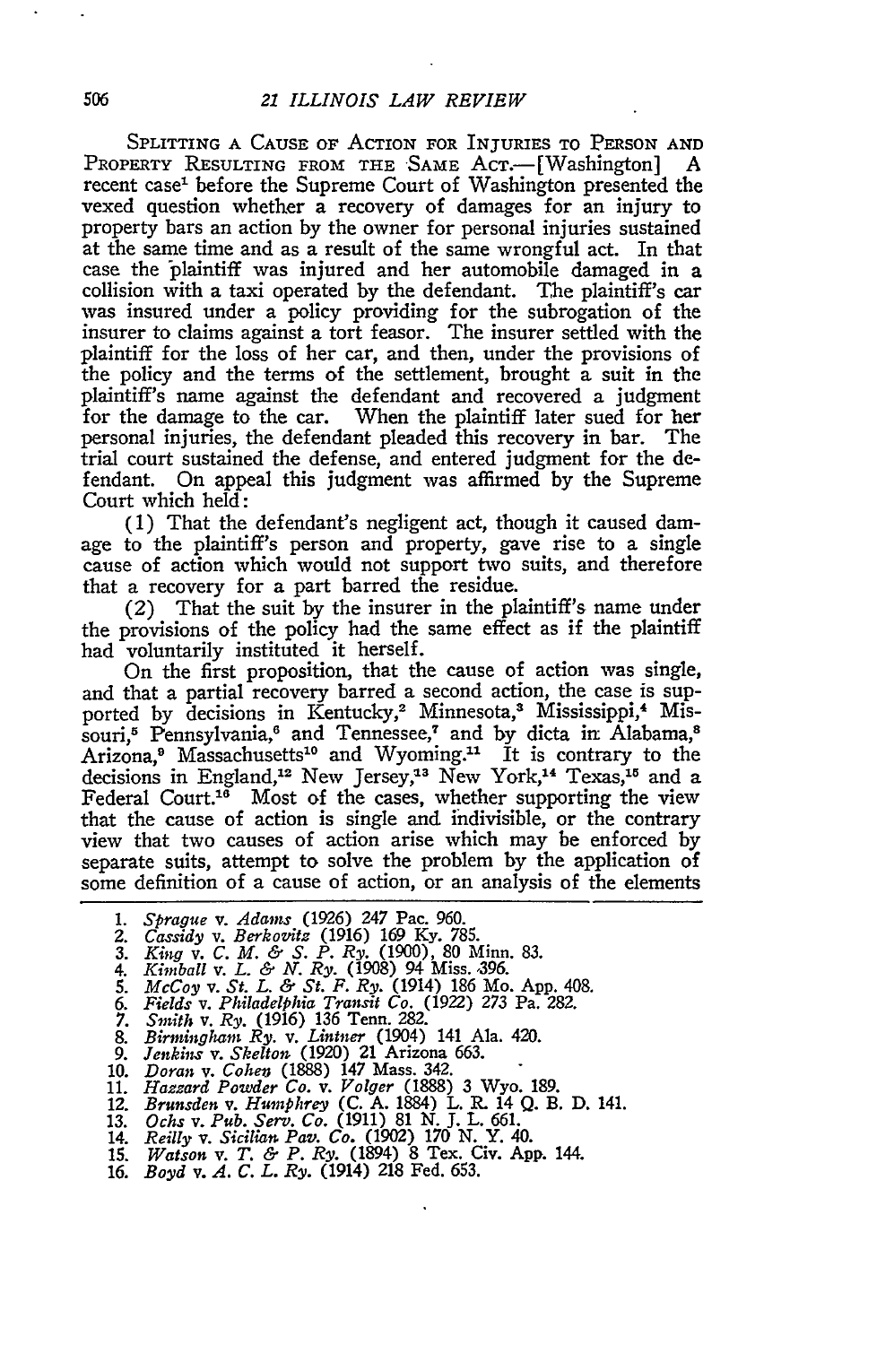SPLITTING A CAUSE OF ACTION FOR INJURIES TO PERSON AND PROPERTY RESULTING FROM THE SAME ACT.—[Washington] A recent case[1] before the Supreme Court of Washington presented the vexed question whether a recovery of damages for an injury to property bars an action by the owner for personal injuries sustained at the same time and as a result of the same wrongful act. In that case the plaintiff was injured and her automobile damaged in a collision with a taxi operated by the defendant. The plaintiff's car was insured under a policy providing for the subrogation of the insurer to claims against a tort feasor. The insurer settled with the plaintiff for the loss of her car, and then, under the provisions of the policy and the terms of the settlement, brought a suit in the plaintiff's name against the defendant and recovered a judgment for the damage to the car. When the plaintiff later sued for her personal injuries, the defendant pleaded this recovery in bar. The trial court sustained the defense, and entered judgment for the defendant. On appeal this judgment was affirmed by the Supreme Court which held:

(1) That the defendant's negligent act, though it caused damage to the plaintiff's person and property, gave rise to a single cause of action which would not support two suits, and therefore that a recovery for a part barred the residue.

(2) That the suit by the insurer in the plaintiff's name under the provisions of the policy had the same effect as if the plaintiff had voluntarily instituted it herself.

On the first proposition, that the cause of action was single, and that a partial recovery barred a second action, the case is supported by decisions in Kentucky,[2] Minnesota,[3] Mississippi,[4] Missouri,[5] Pennsylvania,[6] and Tennessee,[7] and by dicta in Alabama,[8] Arizona,[9] Massachusetts[10] and Wyoming.[11] It is contrary to the decisions in England,[12] New Jersey,[13] New York,[14] Texas,[15] and a Federal Court.[16] Most of the cases, whether supporting the view that the cause of action is single and indivisible, or the contrary view that two causes of action arise which may be enforced by separate suits, attempt to solve the problem by the application of some definition of a cause of action, or an analysis of the elements

1. *Sprague* v. *Adams* (1926) 247 Pac. 960.
2. *Cassidy* v. *Berkovitz* (1916) 169 Ky. 785.
3. *King* v. *C. M. & S. P. Ry.* (1900), 80 Minn. 83.
4. *Kimball* v. *L. & N. Ry.* (1908) 94 Miss. 396.
5. *McCoy* v. *St. L. & St. F. Ry.* (1914) 186 Mo. App. 408.
6. *Fields* v. *Philadelphia Transit Co.* (1922) 273 Pa. 282.
7. *Smith* v. *Ry.* (1916) 136 Tenn. 282.
8. *Birmingham Ry.* v. *Lintner* (1904) 141 Ala. 420.
9. *Jenkins* v. *Skelton* (1920) 21 Arizona 663.
10. *Doran* v. *Cohen* (1888) 147 Mass. 342.
11. *Hazzard Powder Co.* v. *Volger* (1888) 3 Wyo. 189.
12. *Brunsden* v. *Humphrey* (C. A. 1884) L. R. 14 Q. B. D. 141.
13. *Ochs* v. *Pub. Serv. Co.* (1911) 81 N. J. L. 661.
14. *Reilly* v. *Sicilian Pav. Co.* (1902) 170 N. Y. 40.
15. *Watson* v. *T. & P. Ry.* (1894) 8 Tex. Civ. App. 144.
16. *Boyd* v. *A. C. L. Ry.* (1914) 218 Fed. 653.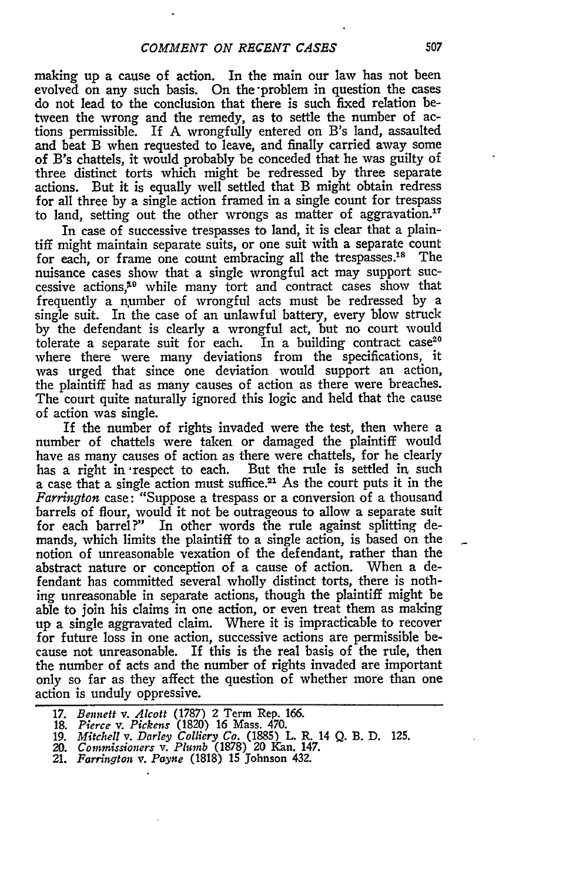making up a cause of action. In the main our law has not been evolved on any such basis. On the problem in question the cases do not lead to the conclusion that there is such fixed relation between the wrong and the remedy, as to settle the number of actions permissible. If A wrongfully entered on B's land, assaulted and beat B when requested to leave, and finally carried away some of B's chattels, it would probably be conceded that he was guilty of three distinct torts which might be redressed by three separate actions. But it is equally well settled that B might obtain redress for all three by a single action framed in a single count for trespass to land, setting out the other wrongs as matter of aggravation.[17]

In case of successive trespasses to land, it is clear that a plaintiff might maintain separate suits, or one suit with a separate count for each, or frame one count embracing all the trespasses.[18] The nuisance cases show that a single wrongful act may support successive actions,[19] while many tort and contract cases show that frequently a number of wrongful acts must be redressed by a single suit. In the case of an unlawful battery, every blow struck by the defendant is clearly a wrongful act, but no court would tolerate a separate suit for each. In a building contract case[20] where there were many deviations from the specifications, it was urged that since one deviation would support an action, the plaintiff had as many causes of action as there were breaches. The court quite naturally ignored this logic and held that the cause of action was single.

If the number of rights invaded were the test, then where a number of chattels were taken or damaged the plaintiff would have as many causes of action as there were chattels, for he clearly has a right in respect to each. But the rule is settled in such a case that a single action must suffice.[21] As the court puts it in the *Farrington* case: "Suppose a trespass or a conversion of a thousand barrels of flour, would it not be outrageous to allow a separate suit for each barrel?" In other words the rule against splitting demands, which limits the plaintiff to a single action, is based on the notion of unreasonable vexation of the defendant, rather than the abstract nature or conception of a cause of action. When a defendant has committed several wholly distinct torts, there is nothing unreasonable in separate actions, though the plaintiff might be able to join his claims in one action, or even treat them as making up a single aggravated claim. Where it is impracticable to recover for future loss in one action, successive actions are permissible because not unreasonable. If this is the real basis of the rule, then the number of acts and the number of rights invaded are important only so far as they affect the question of whether more than one action is unduly oppressive.

---

17. *Bennett* v. *Alcott* (1787) 2 Term Rep. 166.
18. *Pierce* v. *Pickens* (1820) 16 Mass. 470.
19. *Mitchell* v. *Darley Colliery Co.* (1885) L. R. 14 Q. B. D. 125.
20. *Commissioners* v. *Plumb* (1878) 20 Kan. 147.
21. *Farrington* v. *Payne* (1818) 15 Johnson 432.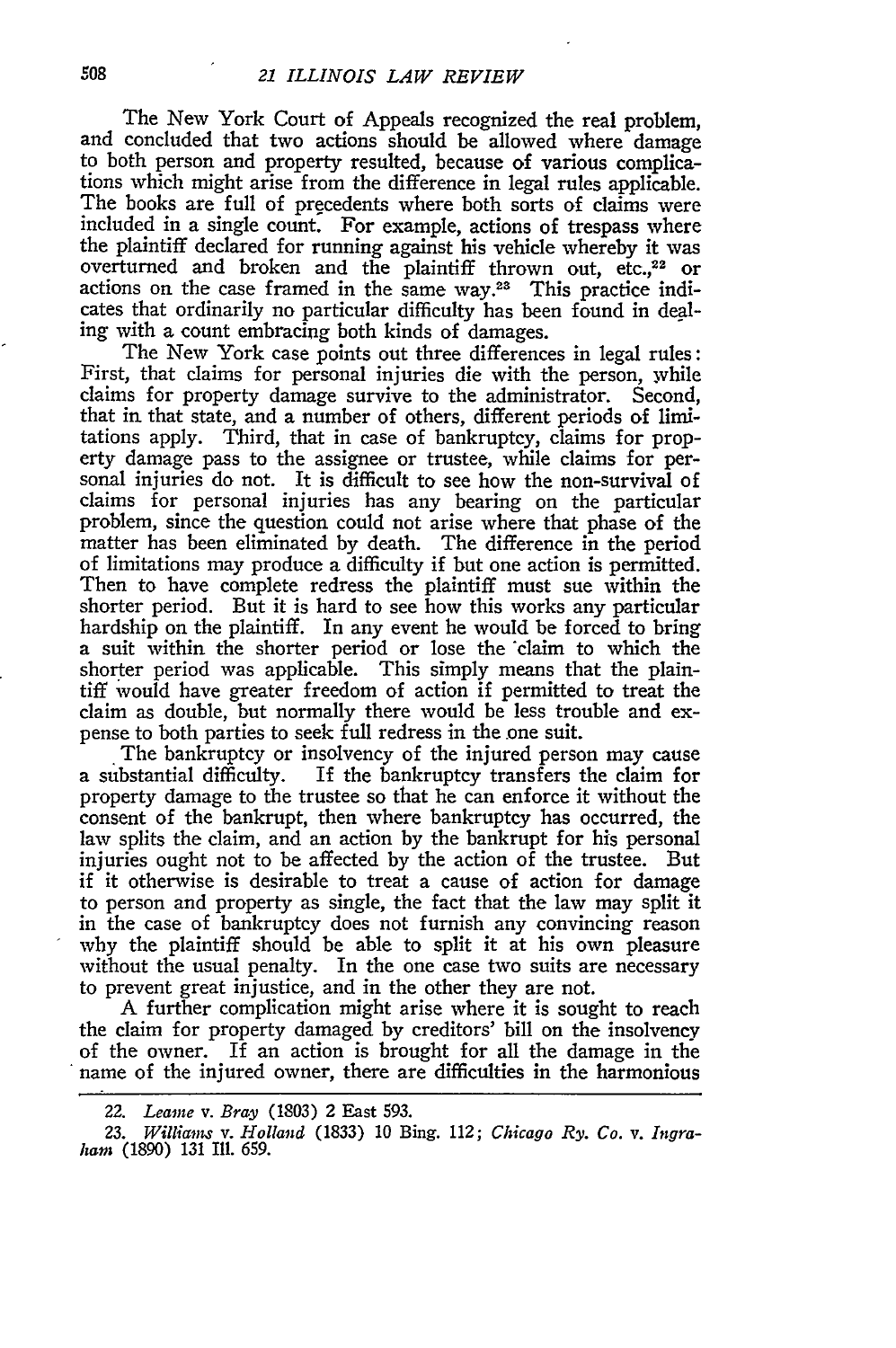The New York Court of Appeals recognized the real problem, and concluded that two actions should be allowed where damage to both person and property resulted, because of various complications which might arise from the difference in legal rules applicable. The books are full of precedents where both sorts of claims were included in a single count. For example, actions of trespass where the plaintiff declared for running against his vehicle whereby it was overturned and broken and the plaintiff thrown out, etc.,[22] or actions on the case framed in the same way.[23] This practice indicates that ordinarily no particular difficulty has been found in dealing with a count embracing both kinds of damages.

The New York case points out three differences in legal rules: First, that claims for personal injuries die with the person, while claims for property damage survive to the administrator. Second, that in that state, and a number of others, different periods of limitations apply. Third, that in case of bankruptcy, claims for property damage pass to the assignee or trustee, while claims for personal injuries do not. It is difficult to see how the non-survival of claims for personal injuries has any bearing on the particular problem, since the question could not arise where that phase of the matter has been eliminated by death. The difference in the period of limitations may produce a difficulty if but one action is permitted. Then to have complete redress the plaintiff must sue within the shorter period. But it is hard to see how this works any particular hardship on the plaintiff. In any event he would be forced to bring a suit within the shorter period or lose the claim to which the shorter period was applicable. This simply means that the plaintiff would have greater freedom of action if permitted to treat the claim as double, but normally there would be less trouble and expense to both parties to seek full redress in the one suit.

The bankruptcy or insolvency of the injured person may cause a substantial difficulty. If the bankruptcy transfers the claim for property damage to the trustee so that he can enforce it without the consent of the bankrupt, then where bankruptcy has occurred, the law splits the claim, and an action by the bankrupt for his personal injuries ought not to be affected by the action of the trustee. But if it otherwise is desirable to treat a cause of action for damage to person and property as single, the fact that the law may split it in the case of bankruptcy does not furnish any convincing reason why the plaintiff should be able to split it at his own pleasure without the usual penalty. In the one case two suits are necessary to prevent great injustice, and in the other they are not.

A further complication might arise where it is sought to reach the claim for property damaged by creditors' bill on the insolvency of the owner. If an action is brought for all the damage in the name of the injured owner, there are difficulties in the harmonious

---

22. *Leame* v. *Bray* (1803) 2 East 593.

23. *Williams* v. *Holland* (1833) 10 Bing. 112; *Chicago Ry. Co.* v. *Ingraham* (1890) 131 Ill. 659.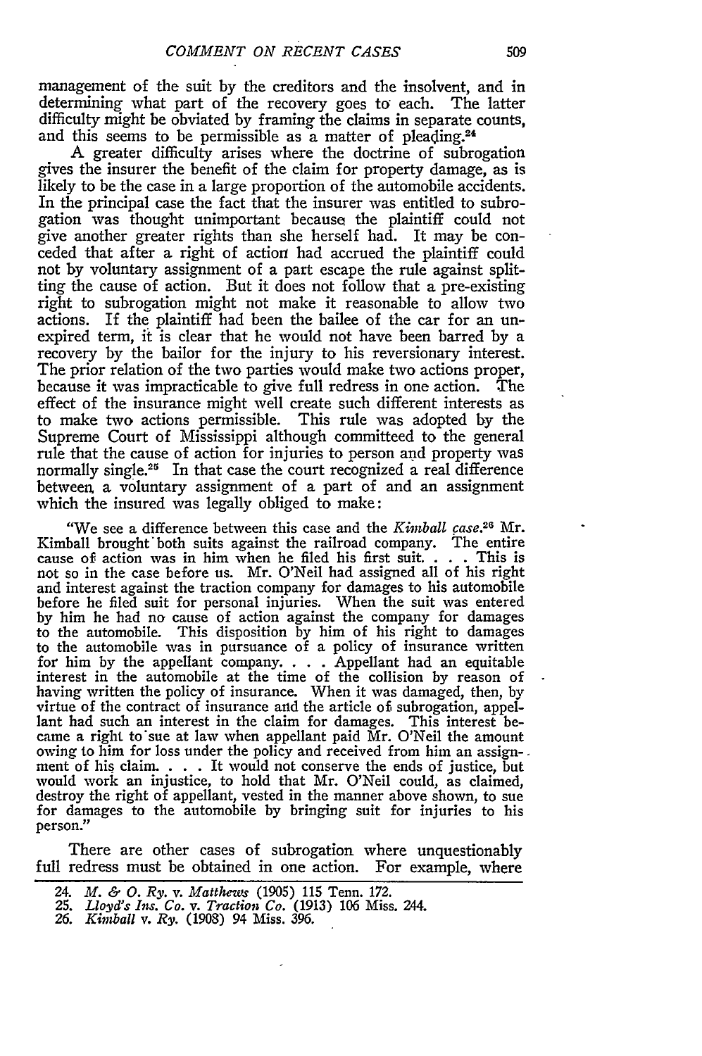management of the suit by the creditors and the insolvent, and in determining what part of the recovery goes to each. The latter difficulty might be obviated by framing the claims in separate counts, and this seems to be permissible as a matter of pleading.[24]

A greater difficulty arises where the doctrine of subrogation gives the insurer the benefit of the claim for property damage, as is likely to be the case in a large proportion of the automobile accidents. In the principal case the fact that the insurer was entitled to subrogation was thought unimportant because the plaintiff could not give another greater rights than she herself had. It may be conceded that after a right of action had accrued the plaintiff could not by voluntary assignment of a part escape the rule against splitting the cause of action. But it does not follow that a pre-existing right to subrogation might not make it reasonable to allow two actions. If the plaintiff had been the bailee of the car for an unexpired term, it is clear that he would not have been barred by a recovery by the bailor for the injury to his reversionary interest. The prior relation of the two parties would make two actions proper, because it was impracticable to give full redress in one action. The effect of the insurance might well create such different interests as to make two actions permissible. This rule was adopted by the Supreme Court of Mississippi although committeed to the general rule that the cause of action for injuries to person and property was normally single.[25] In that case the court recognized a real difference between a voluntary assignment of a part of and an assignment which the insured was legally obliged to make:

> "We see a difference between this case and the *Kimball case*.[26] Mr. Kimball brought both suits against the railroad company. The entire cause of action was in him when he filed his first suit. . . . This is not so in the case before us. Mr. O'Neil had assigned all of his right and interest against the traction company for damages to his automobile before he filed suit for personal injuries. When the suit was entered by him he had no cause of action against the company for damages to the automobile. This disposition by him of his right to damages to the automobile was in pursuance of a policy of insurance written for him by the appellant company. . . . Appellant had an equitable interest in the automobile at the time of the collision by reason of having written the policy of insurance. When it was damaged, then, by virtue of the contract of insurance and the article of subrogation, appellant had such an interest in the claim for damages. This interest became a right to sue at law when appellant paid Mr. O'Neil the amount owing to him for loss under the policy and received from him an assignment of his claim. . . . It would not conserve the ends of justice, but would work an injustice, to hold that Mr. O'Neil could, as claimed, destroy the right of appellant, vested in the manner above shown, to sue for damages to the automobile by bringing suit for injuries to his person."

There are other cases of subrogation where unquestionably full redress must be obtained in one action. For example, where

---

24. *M. & O. Ry. v. Matthews* (1905) 115 Tenn. 172.
25. *Lloyd's Ins. Co. v. Traction Co.* (1913) 106 Miss. 244.
26. *Kimball v. Ry.* (1908) 94 Miss. 396.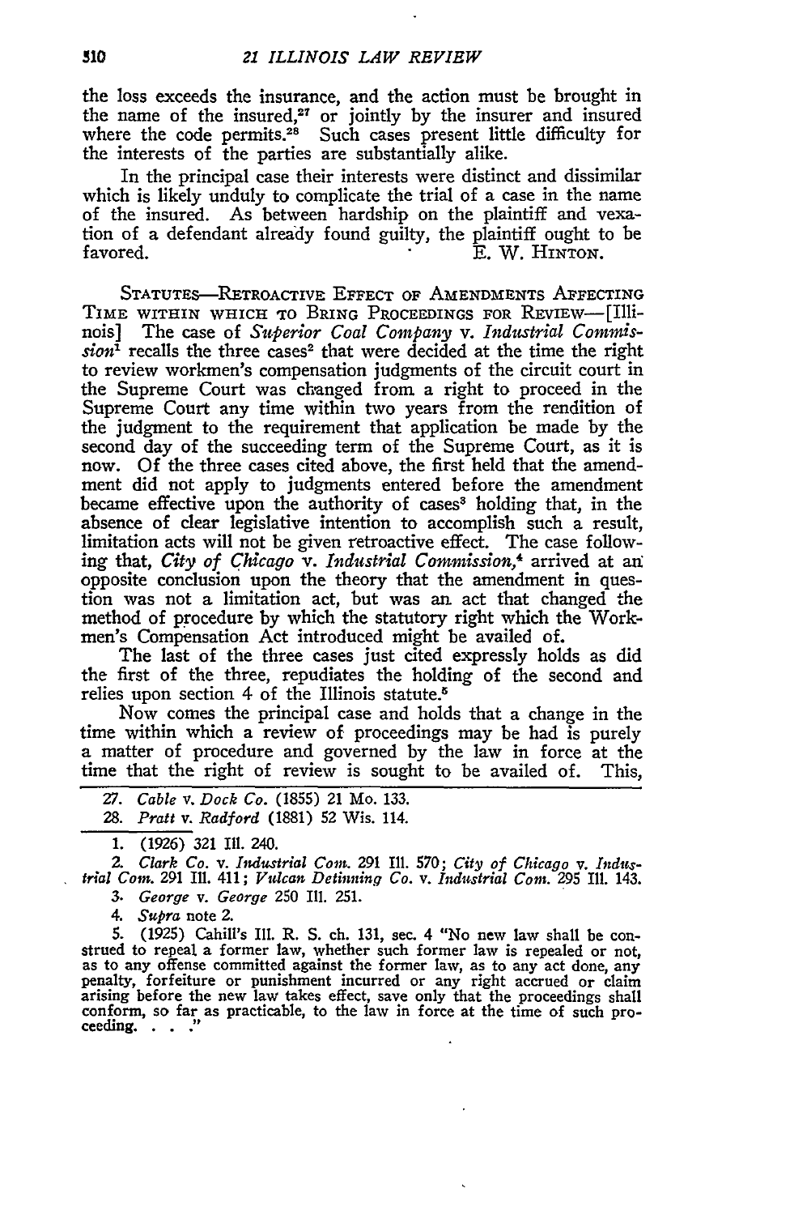the loss exceeds the insurance, and the action must be brought in the name of the insured,[27] or jointly by the insurer and insured where the code permits.[28] Such cases present little difficulty for the interests of the parties are substantially alike.

In the principal case their interests were distinct and dissimilar which is likely unduly to complicate the trial of a case in the name of the insured. As between hardship on the plaintiff and vexation of a defendant already found guilty, the plaintiff ought to be favored.

E. W. HINTON.

STATUTES—RETROACTIVE EFFECT OF AMENDMENTS AFFECTING TIME WITHIN WHICH TO BRING PROCEEDINGS FOR REVIEW—[Illinois] The case of *Superior Coal Company* v. *Industrial Commission*[1] recalls the three cases[2] that were decided at the time the right to review workmen's compensation judgments of the circuit court in the Supreme Court was changed from a right to proceed in the Supreme Court any time within two years from the rendition of the judgment to the requirement that application be made by the second day of the succeeding term of the Supreme Court, as it is now. Of the three cases cited above, the first held that the amendment did not apply to judgments entered before the amendment became effective upon the authority of cases[3] holding that, in the absence of clear legislative intention to accomplish such a result, limitation acts will not be given retroactive effect. The case following that, *City of Chicago* v. *Industrial Commission*,[4] arrived at an opposite conclusion upon the theory that the amendment in question was not a limitation act, but was an act that changed the method of procedure by which the statutory right which the Workmen's Compensation Act introduced might be availed of.

The last of the three cases just cited expressly holds as did the first of the three, repudiates the holding of the second and relies upon section 4 of the Illinois statute.[5]

Now comes the principal case and holds that a change in the time within which a review of proceedings may be had is purely a matter of procedure and governed by the law in force at the time that the right of review is sought to be availed of. This,

---

27. *Cable* v. *Dock Co.* (1855) 21 Mo. 133.

28. *Pratt* v. *Radford* (1881) 52 Wis. 114.

1. (1926) 321 Ill. 240.

2. *Clark Co.* v. *Industrial Com.* 291 Ill. 570; *City of Chicago* v. *Industrial Com.* 291 Ill. 411; *Vulcan Detinning Co.* v. *Industrial Com.* 295 Ill. 143.

3. *George* v. *George* 250 Ill. 251.

4. *Supra* note 2.

5. (1925) Cahill's Ill. R. S. ch. 131, sec. 4 "No new law shall be construed to repeal a former law, whether such former law is repealed or not, as to any offense committed against the former law, as to any act done, any penalty, forfeiture or punishment incurred or any right accrued or claim arising before the new law takes effect, save only that the proceedings shall conform, so far as practicable, to the law in force at the time of such proceeding. . . ."